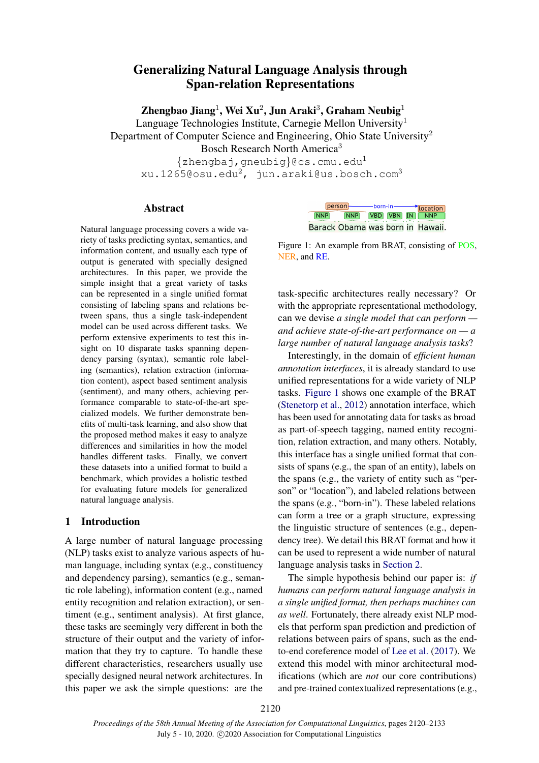# Generalizing Natural Language Analysis through Span-relation Representations

**Zhengbao Jiang[1], Wei Xu[2], Jun Araki[3], Graham Neubig[1]**

Language Technologies Institute, Carnegie Mellon University[1]
Department of Computer Science and Engineering, Ohio State University[2]
Bosch Research North America[3]

{zhengbaj,gneubig}@cs.cmu.edu[1]
xu.1265@osu.edu[2], jun.araki@us.bosch.com[3]

## Abstract

Natural language processing covers a wide variety of tasks predicting syntax, semantics, and information content, and usually each type of output is generated with specially designed architectures. In this paper, we provide the simple insight that a great variety of tasks can be represented in a single unified format consisting of labeling spans and relations between spans, thus a single task-independent model can be used across different tasks. We perform extensive experiments to test this insight on 10 disparate tasks spanning dependency parsing (syntax), semantic role labeling (semantics), relation extraction (information content), aspect based sentiment analysis (sentiment), and many others, achieving performance comparable to state-of-the-art specialized models. We further demonstrate benefits of multi-task learning, and also show that the proposed method makes it easy to analyze differences and similarities in how the model handles different tasks. Finally, we convert these datasets into a unified format to build a benchmark, which provides a holistic testbed for evaluating future models for generalized natural language analysis.

## 1 Introduction

A large number of natural language processing (NLP) tasks exist to analyze various aspects of human language, including syntax (e.g., constituency and dependency parsing), semantics (e.g., semantic role labeling), information content (e.g., named entity recognition and relation extraction), or sentiment (e.g., sentiment analysis). At first glance, these tasks are seemingly very different in both the structure of their output and the variety of information that they try to capture. To handle these different characteristics, researchers usually use specially designed neural network architectures. In this paper we ask the simple questions: are the task-specific architectures really necessary? Or with the appropriate representational methodology, can we devise *a single model that can perform — and achieve state-of-the-art performance on — a large number of natural language analysis tasks*?

Figure 1: An example from BRAT, consisting of POS, NER, and RE.

Interestingly, in the domain of *efficient human annotation interfaces*, it is already standard to use unified representations for a wide variety of NLP tasks. Figure 1 shows one example of the BRAT (Stenetorp et al., 2012) annotation interface, which has been used for annotating data for tasks as broad as part-of-speech tagging, named entity recognition, relation extraction, and many others. Notably, this interface has a single unified format that consists of spans (e.g., the span of an entity), labels on the spans (e.g., the variety of entity such as "person" or "location"), and labeled relations between the spans (e.g., "born-in"). These labeled relations can form a tree or a graph structure, expressing the linguistic structure of sentences (e.g., dependency tree). We detail this BRAT format and how it can be used to represent a wide number of natural language analysis tasks in Section 2.

The simple hypothesis behind our paper is: *if humans can perform natural language analysis in a single unified format, then perhaps machines can as well.* Fortunately, there already exist NLP models that perform span prediction and prediction of relations between pairs of spans, such as the end-to-end coreference model of Lee et al. (2017). We extend this model with minor architectural modifications (which are *not* our core contributions) and pre-trained contextualized representations (e.g.,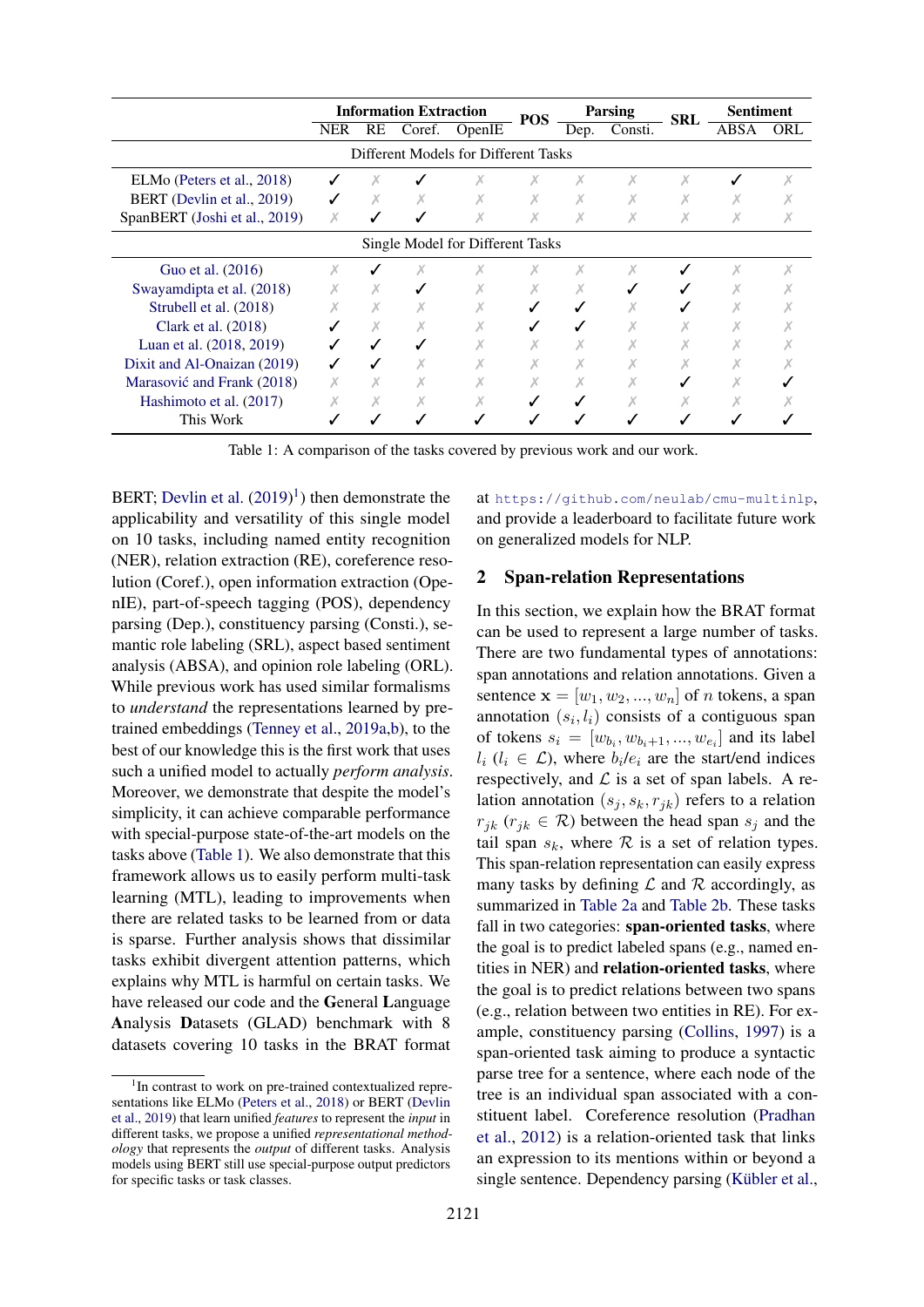| | Information Extraction | | | | POS | Parsing | | SRL | Sentiment | |
|---|---|---|---|---|---|---|---|---|---|---|
| | NER | RE | Coref. | OpenIE | | Dep. | Consti. | | ABSA | ORL |
| *Different Models for Different Tasks* | | | | | | | | | | |
| ELMo (Peters et al., 2018) | ✓ | ✗ | ✓ | ✗ | ✗ | ✗ | ✗ | ✗ | ✓ | ✗ |
| BERT (Devlin et al., 2019) | ✓ | ✗ | ✗ | ✗ | ✗ | ✗ | ✗ | ✗ | ✗ | ✗ |
| SpanBERT (Joshi et al., 2019) | ✗ | ✓ | ✓ | ✗ | ✗ | ✗ | ✗ | ✗ | ✗ | ✗ |
| *Single Model for Different Tasks* | | | | | | | | | | |
| Guo et al. (2016) | ✗ | ✓ | ✗ | ✗ | ✗ | ✗ | ✗ | ✓ | ✗ | ✗ |
| Swayamdipta et al. (2018) | ✗ | ✗ | ✓ | ✗ | ✗ | ✗ | ✓ | ✓ | ✗ | ✗ |
| Strubell et al. (2018) | ✗ | ✗ | ✗ | ✗ | ✓ | ✓ | ✗ | ✓ | ✗ | ✗ |
| Clark et al. (2018) | ✓ | ✗ | ✗ | ✗ | ✓ | ✓ | ✗ | ✗ | ✗ | ✗ |
| Luan et al. (2018, 2019) | ✓ | ✓ | ✓ | ✗ | ✗ | ✗ | ✗ | ✗ | ✗ | ✗ |
| Dixit and Al-Onaizan (2019) | ✓ | ✓ | ✗ | ✗ | ✗ | ✗ | ✗ | ✗ | ✗ | ✗ |
| Marasović and Frank (2018) | ✗ | ✗ | ✗ | ✗ | ✗ | ✗ | ✗ | ✓ | ✗ | ✓ |
| Hashimoto et al. (2017) | ✗ | ✗ | ✗ | ✗ | ✓ | ✓ | ✗ | ✗ | ✗ | ✗ |
| This Work | ✓ | ✓ | ✓ | ✓ | ✓ | ✓ | ✓ | ✓ | ✓ | ✓ |

Table 1: A comparison of the tasks covered by previous work and our work.

BERT; Devlin et al. (2019)[1]) then demonstrate the applicability and versatility of this single model on 10 tasks, including named entity recognition (NER), relation extraction (RE), coreference resolution (Coref.), open information extraction (OpenIE), part-of-speech tagging (POS), dependency parsing (Dep.), constituency parsing (Consti.), semantic role labeling (SRL), aspect based sentiment analysis (ABSA), and opinion role labeling (ORL). While previous work has used similar formalisms to *understand* the representations learned by pre-trained embeddings (Tenney et al., 2019a,b), to the best of our knowledge this is the first work that uses such a unified model to actually *perform analysis*. Moreover, we demonstrate that despite the model's simplicity, it can achieve comparable performance with special-purpose state-of-the-art models on the tasks above (Table 1). We also demonstrate that this framework allows us to easily perform multi-task learning (MTL), leading to improvements when there are related tasks to be learned from or data is sparse. Further analysis shows that dissimilar tasks exhibit divergent attention patterns, which explains why MTL is harmful on certain tasks. We have released our code and the **G**eneral **L**anguage **A**nalysis **D**atasets (GLAD) benchmark with 8 datasets covering 10 tasks in the BRAT format at https://github.com/neulab/cmu-multinlp, and provide a leaderboard to facilitate future work on generalized models for NLP.

[1] In contrast to work on pre-trained contextualized representations like ELMo (Peters et al., 2018) or BERT (Devlin et al., 2019) that learn unified *features* to represent the *input* in different tasks, we propose a unified *representational methodology* that represents the *output* of different tasks. Analysis models using BERT still use special-purpose output predictors for specific tasks or task classes.

## 2 Span-relation Representations

In this section, we explain how the BRAT format can be used to represent a large number of tasks. There are two fundamental types of annotations: span annotations and relation annotations. Given a sentence $\mathbf{x} = [w_1, w_2, ..., w_n]$ of $n$ tokens, a span annotation $(s_i, l_i)$ consists of a contiguous span of tokens $s_i = [w_{b_i}, w_{b_i+1}, ..., w_{e_i}]$ and its label $l_i$ ($l_i \in \mathcal{L}$), where $b_i/e_i$ are the start/end indices respectively, and $\mathcal{L}$ is a set of span labels. A relation annotation $(s_j, s_k, r_{jk})$ refers to a relation $r_{jk}$ ($r_{jk} \in \mathcal{R}$) between the head span $s_j$ and the tail span $s_k$, where $\mathcal{R}$ is a set of relation types. This span-relation representation can easily express many tasks by defining $\mathcal{L}$ and $\mathcal{R}$ accordingly, as summarized in Table 2a and Table 2b. These tasks fall in two categories: **span-oriented tasks**, where the goal is to predict labeled spans (e.g., named entities in NER) and **relation-oriented tasks**, where the goal is to predict relations between two spans (e.g., relation between two entities in RE). For example, constituency parsing (Collins, 1997) is a span-oriented task aiming to produce a syntactic parse tree for a sentence, where each node of the tree is an individual span associated with a constituent label. Coreference resolution (Pradhan et al., 2012) is a relation-oriented task that links an expression to its mentions within or beyond a single sentence. Dependency parsing (Kübler et al.,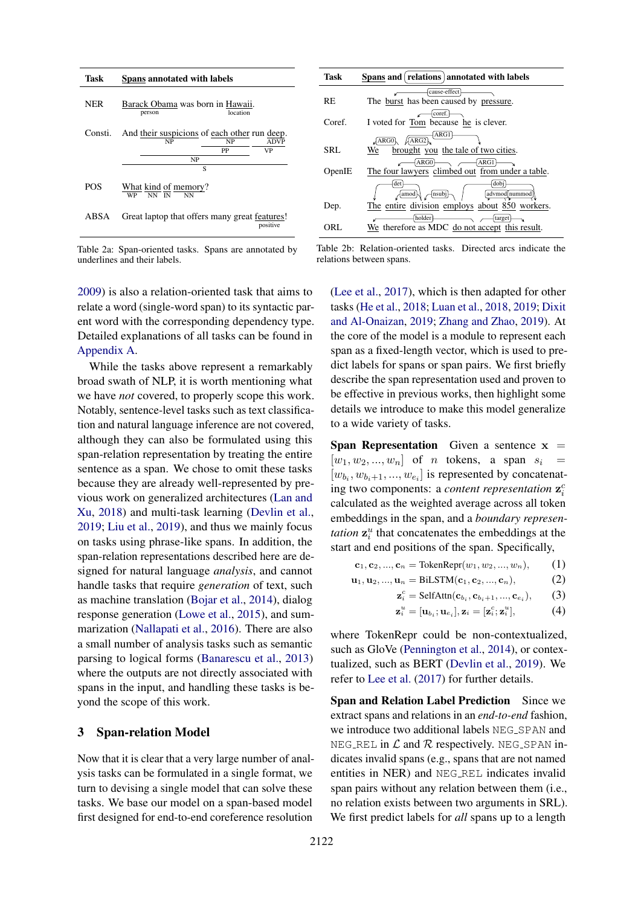| Task | Spans annotated with labels |
|---|---|
| NER | Barack Obama (person) was born in Hawaii (location). |
| Consti. | And their suspicions (NP) of each other (NP) (PP) (NP) run (VP) deep (ADVP). (S) |
| POS | What (WP) kind (NN) of (IN) memory (NN)? |
| ABSA | Great laptop that offers many great features (positive)! |

Table 2a: Span-oriented tasks. Spans are annotated by underlines and their labels.

| Task | Spans and relations annotated with labels |
|---|---|
| RE | The burst has been caused by pressure. (cause-effect) |
| Coref. | I voted for Tom because he is clever. (coref.) |
| SRL | We (ARG0) brought you (ARG2) the tale of two cities (ARG1). |
| OpenIE | The four lawyers (ARG0) climbed out from under a table (ARG1). |
| Dep. | The (det) entire (amod) division (nsubj) employs about (advmod) 850 (nummod) workers (dobj). |
| ORL | We (holder) therefore as MDC do not accept this result (target). |

Table 2b: Relation-oriented tasks. Directed arcs indicate the relations between spans.

2009) is also a relation-oriented task that aims to relate a word (single-word span) to its syntactic parent word with the corresponding dependency type. Detailed explanations of all tasks can be found in Appendix A.

While the tasks above represent a remarkably broad swath of NLP, it is worth mentioning what we have *not* covered, to properly scope this work. Notably, sentence-level tasks such as text classification and natural language inference are not covered, although they can also be formulated using this span-relation representation by treating the entire sentence as a span. We chose to omit these tasks because they are already well-represented by previous work on generalized architectures (Lan and Xu, 2018) and multi-task learning (Devlin et al., 2019; Liu et al., 2019), and thus we mainly focus on tasks using phrase-like spans. In addition, the span-relation representations described here are designed for natural language *analysis*, and cannot handle tasks that require *generation* of text, such as machine translation (Bojar et al., 2014), dialog response generation (Lowe et al., 2015), and summarization (Nallapati et al., 2016). There are also a small number of analysis tasks such as semantic parsing to logical forms (Banarescu et al., 2013) where the outputs are not directly associated with spans in the input, and handling these tasks is beyond the scope of this work.

## 3 Span-relation Model

Now that it is clear that a very large number of analysis tasks can be formulated in a single format, we turn to devising a single model that can solve these tasks. We base our model on a span-based model first designed for end-to-end coreference resolution (Lee et al., 2017), which is then adapted for other tasks (He et al., 2018; Luan et al., 2018, 2019; Dixit and Al-Onaizan, 2019; Zhang and Zhao, 2019). At the core of the model is a module to represent each span as a fixed-length vector, which is used to predict labels for spans or span pairs. We first briefly describe the span representation used and proven to be effective in previous works, then highlight some details we introduce to make this model generalize to a wide variety of tasks.

**Span Representation** Given a sentence $\mathbf{x} = [w_1, w_2, ..., w_n]$ of $n$ tokens, a span $s_i = [w_{b_i}, w_{b_i+1}, ..., w_{e_i}]$ is represented by concatenating two components: a *content representation* $\mathbf{z}_i^c$ calculated as the weighted average across all token embeddings in the span, and a *boundary representation* $\mathbf{z}_i^u$ that concatenates the embeddings at the start and end positions of the span. Specifically,

$$\mathbf{c}_1, \mathbf{c}_2, ..., \mathbf{c}_n = \text{TokenRepr}(w_1, w_2, ..., w_n), \quad (1)$$

$$\mathbf{u}_1, \mathbf{u}_2, ..., \mathbf{u}_n = \text{BiLSTM}(\mathbf{c}_1, \mathbf{c}_2, ..., \mathbf{c}_n), \quad (2)$$

$$\mathbf{z}_i^c = \text{SelfAttn}(\mathbf{c}_{b_i}, \mathbf{c}_{b_i+1}, ..., \mathbf{c}_{e_i}), \quad (3)$$

$$\mathbf{z}_i^u = [\mathbf{u}_{b_i}; \mathbf{u}_{e_i}], \mathbf{z}_i = [\mathbf{z}_i^c; \mathbf{z}_i^u], \quad (4)$$

where TokenRepr could be non-contextualized, such as GloVe (Pennington et al., 2014), or contextualized, such as BERT (Devlin et al., 2019). We refer to Lee et al. (2017) for further details.

**Span and Relation Label Prediction** Since we extract spans and relations in an *end-to-end* fashion, we introduce two additional labels NEG_SPAN and NEG_REL in $\mathcal{L}$ and $\mathcal{R}$ respectively. NEG_SPAN indicates invalid spans (e.g., spans that are not named entities in NER) and NEG_REL indicates invalid span pairs without any relation between them (i.e., no relation exists between two arguments in SRL). We first predict labels for *all* spans up to a length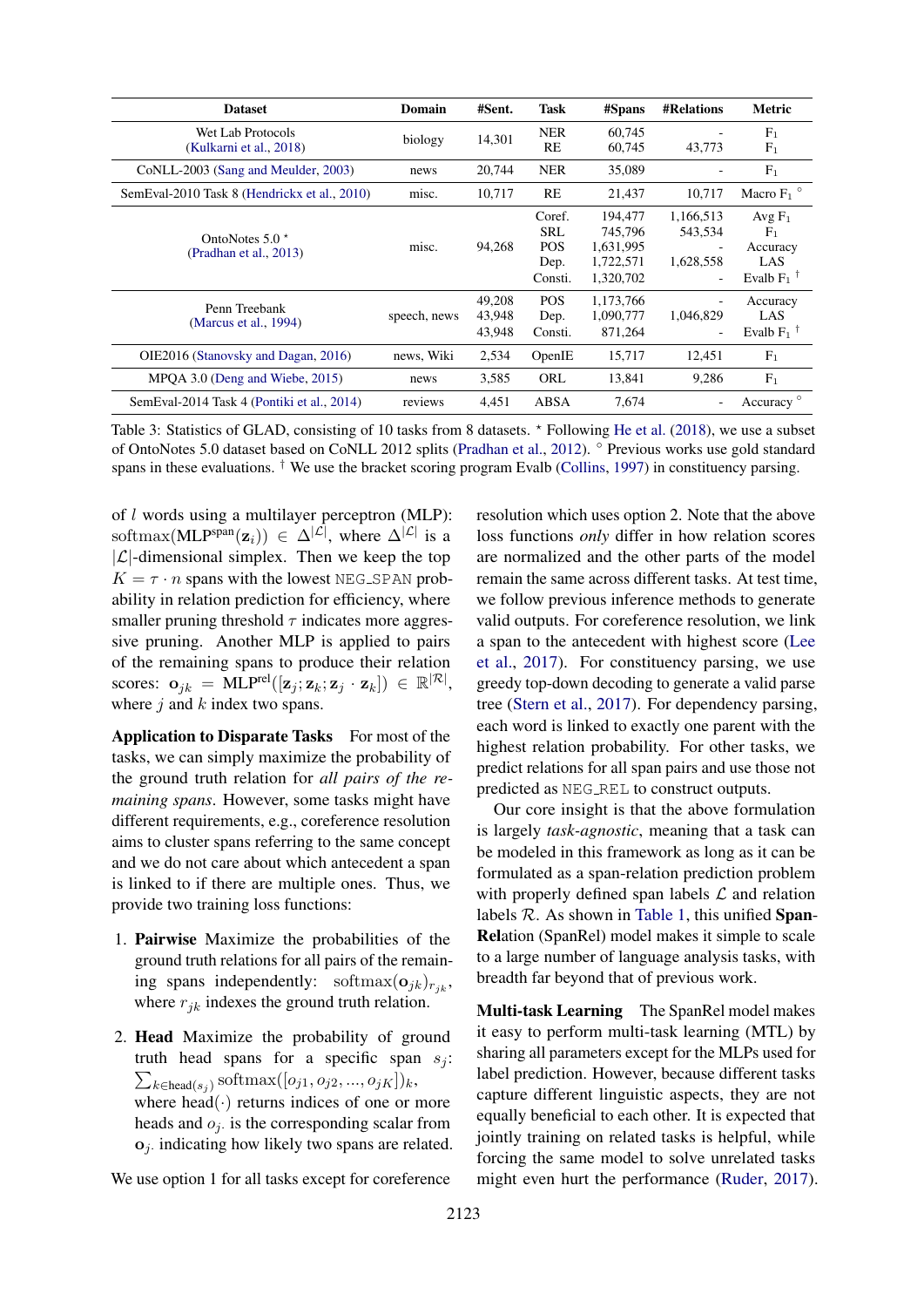| Dataset | Domain | #Sent. | Task | #Spans | #Relations | Metric |
|---|---|---|---|---|---|---|
| Wet Lab Protocols (Kulkarni et al., 2018) | biology | 14,301 | NER<br>RE | 60,745<br>60,745 | -<br>43,773 | $F_1$<br>$F_1$ |
| CoNLL-2003 (Sang and Meulder, 2003) | news | 20,744 | NER | 35,089 | - | $F_1$ |
| SemEval-2010 Task 8 (Hendrickx et al., 2010) | misc. | 10,717 | RE | 21,437 | 10,717 | Macro $F_1$ ° |
| OntoNotes 5.0 * (Pradhan et al., 2013) | misc. | 94,268 | Coref.<br>SRL<br>POS<br>Dep.<br>Consti. | 194,477<br>745,796<br>1,631,995<br>1,722,571<br>1,320,702 | 1,166,513<br>543,534<br>-<br>1,628,558<br>- | Avg $F_1$<br>$F_1$<br>Accuracy<br>LAS<br>Evalb $F_1$ † |
| Penn Treebank (Marcus et al., 1994) | speech, news | 49,208<br>43,948<br>43,948 | POS<br>Dep.<br>Consti. | 1,173,766<br>1,090,777<br>871,264 | -<br>1,046,829<br>- | Accuracy<br>LAS<br>Evalb $F_1$ † |
| OIE2016 (Stanovsky and Dagan, 2016) | news, Wiki | 2,534 | OpenIE | 15,717 | 12,451 | $F_1$ |
| MPQA 3.0 (Deng and Wiebe, 2015) | news | 3,585 | ORL | 13,841 | 9,286 | $F_1$ |
| SemEval-2014 Task 4 (Pontiki et al., 2014) | reviews | 4,451 | ABSA | 7,674 | - | Accuracy ° |

Table 3: Statistics of GLAD, consisting of 10 tasks from 8 datasets. * Following He et al. (2018), we use a subset of OntoNotes 5.0 dataset based on CoNLL 2012 splits (Pradhan et al., 2012). ° Previous works use gold standard spans in these evaluations. † We use the bracket scoring program Evalb (Collins, 1997) in constituency parsing.

of $l$ words using a multilayer perceptron (MLP): $\text{softmax}(\text{MLP}^{\text{span}}(\mathbf{z}_i)) \in \Delta^{|\mathcal{L}|}$, where $\Delta^{|\mathcal{L}|}$ is a $|\mathcal{L}|$-dimensional simplex. Then we keep the top $K = \tau \cdot n$ spans with the lowest NEG_SPAN probability in relation prediction for efficiency, where smaller pruning threshold $\tau$ indicates more aggressive pruning. Another MLP is applied to pairs of the remaining spans to produce their relation scores: $\mathbf{o}_{jk} = \text{MLP}^{\text{rel}}([\mathbf{z}_j; \mathbf{z}_k; \mathbf{z}_j \cdot \mathbf{z}_k]) \in \mathbb{R}^{|\mathcal{R}|}$, where $j$ and $k$ index two spans.

**Application to Disparate Tasks** For most of the tasks, we can simply maximize the probability of the ground truth relation for *all pairs of the remaining spans*. However, some tasks might have different requirements, e.g., coreference resolution aims to cluster spans referring to the same concept and we do not care about which antecedent a span is linked to if there are multiple ones. Thus, we provide two training loss functions:

1. **Pairwise** Maximize the probabilities of the ground truth relations for all pairs of the remaining spans independently: $\text{softmax}(\mathbf{o}_{jk})_{r_{jk}}$, where $r_{jk}$ indexes the ground truth relation.

2. **Head** Maximize the probability of ground truth head spans for a specific span $s_j$: $\sum_{k \in \text{head}(s_j)} \text{softmax}([o_{j1}, o_{j2}, ..., o_{jK}])_k$, where $\text{head}(\cdot)$ returns indices of one or more heads and $o_{j\cdot}$ is the corresponding scalar from $\mathbf{o}_{j\cdot}$ indicating how likely two spans are related.

We use option 1 for all tasks except for coreference resolution which uses option 2. Note that the above loss functions *only* differ in how relation scores are normalized and the other parts of the model remain the same across different tasks. At test time, we follow previous inference methods to generate valid outputs. For coreference resolution, we link a span to the antecedent with highest score (Lee et al., 2017). For constituency parsing, we use greedy top-down decoding to generate a valid parse tree (Stern et al., 2017). For dependency parsing, each word is linked to exactly one parent with the highest relation probability. For other tasks, we predict relations for all span pairs and use those not predicted as NEG_REL to construct outputs.

Our core insight is that the above formulation is largely *task-agnostic*, meaning that a task can be modeled in this framework as long as it can be formulated as a span-relation prediction problem with properly defined span labels $\mathcal{L}$ and relation labels $\mathcal{R}$. As shown in Table 1, this unified **Span-Rel**ation (SpanRel) model makes it simple to scale to a large number of language analysis tasks, with breadth far beyond that of previous work.

**Multi-task Learning** The SpanRel model makes it easy to perform multi-task learning (MTL) by sharing all parameters except for the MLPs used for label prediction. However, because different tasks capture different linguistic aspects, they are not equally beneficial to each other. It is expected that jointly training on related tasks is helpful, while forcing the same model to solve unrelated tasks might even hurt the performance (Ruder, 2017).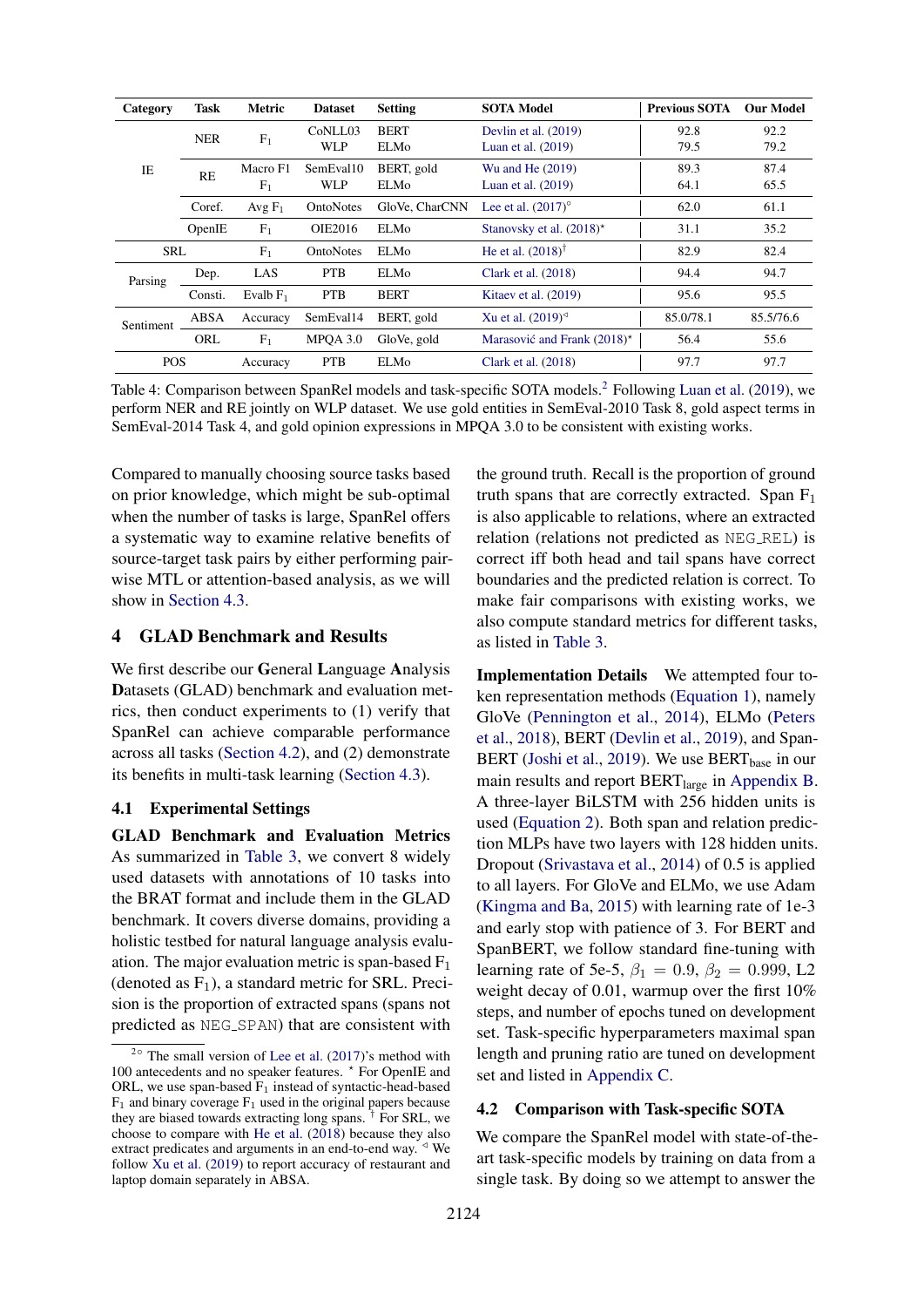| Category | Task | Metric | Dataset | Setting | SOTA Model | Previous SOTA | Our Model |
|---|---|---|---|---|---|---|---|
| IE | NER | $F_1$ | CoNLL03 | BERT | Devlin et al. (2019) | 92.8 | 92.2 |
| | | | WLP | ELMo | Luan et al. (2019) | 79.5 | 79.2 |
| | RE | Macro F1 | SemEval10 | BERT, gold | Wu and He (2019) | 89.3 | 87.4 |
| | | $F_1$ | WLP | ELMo | Luan et al. (2019) | 64.1 | 65.5 |
| | Coref. | Avg $F_1$ | OntoNotes | GloVe, CharCNN | Lee et al. (2017)° | 62.0 | 61.1 |
| | OpenIE | $F_1$ | OIE2016 | ELMo | Stanovsky et al. (2018)* | 31.1 | 35.2 |
| SRL | | $F_1$ | OntoNotes | ELMo | He et al. (2018)† | 82.9 | 82.4 |
| Parsing | Dep. | LAS | PTB | ELMo | Clark et al. (2018) | 94.4 | 94.7 |
| | Consti. | Evalb $F_1$ | PTB | BERT | Kitaev et al. (2019) | 95.6 | 95.5 |
| Sentiment | ABSA | Accuracy | SemEval14 | BERT, gold | Xu et al. (2019)◁ | 85.0/78.1 | 85.5/76.6 |
| | ORL | $F_1$ | MPQA 3.0 | GloVe, gold | Marasović and Frank (2018)* | 56.4 | 55.6 |
| POS | | Accuracy | PTB | ELMo | Clark et al. (2018) | 97.7 | 97.7 |

Table 4: Comparison between SpanRel models and task-specific SOTA models.[2] Following Luan et al. (2019), we perform NER and RE jointly on WLP dataset. We use gold entities in SemEval-2010 Task 8, gold aspect terms in SemEval-2014 Task 4, and gold opinion expressions in MPQA 3.0 to be consistent with existing works.

Compared to manually choosing source tasks based on prior knowledge, which might be sub-optimal when the number of tasks is large, SpanRel offers a systematic way to examine relative benefits of source-target task pairs by either performing pairwise MTL or attention-based analysis, as we will show in Section 4.3.

## 4 GLAD Benchmark and Results

We first describe our **G**eneral **L**anguage **A**nalysis **D**atasets (GLAD) benchmark and evaluation metrics, then conduct experiments to (1) verify that SpanRel can achieve comparable performance across all tasks (Section 4.2), and (2) demonstrate its benefits in multi-task learning (Section 4.3).

### 4.1 Experimental Settings

**GLAD Benchmark and Evaluation Metrics** As summarized in Table 3, we convert 8 widely used datasets with annotations of 10 tasks into the BRAT format and include them in the GLAD benchmark. It covers diverse domains, providing a holistic testbed for natural language analysis evaluation. The major evaluation metric is span-based $F_1$ (denoted as $F_1$), a standard metric for SRL. Precision is the proportion of extracted spans (spans not predicted as NEG_SPAN) that are consistent with the ground truth. Recall is the proportion of ground truth spans that are correctly extracted. Span $F_1$ is also applicable to relations, where an extracted relation (relations not predicted as NEG_REL) is correct iff both head and tail spans have correct boundaries and the predicted relation is correct. To make fair comparisons with existing works, we also compute standard metrics for different tasks, as listed in Table 3.

**Implementation Details** We attempted four token representation methods (Equation 1), namely GloVe (Pennington et al., 2014), ELMo (Peters et al., 2018), BERT (Devlin et al., 2019), and SpanBERT (Joshi et al., 2019). We use $\text{BERT}_{\text{base}}$ in our main results and report $\text{BERT}_{\text{large}}$ in Appendix B. A three-layer BiLSTM with 256 hidden units is used (Equation 2). Both span and relation prediction MLPs have two layers with 128 hidden units. Dropout (Srivastava et al., 2014) of 0.5 is applied to all layers. For GloVe and ELMo, we use Adam (Kingma and Ba, 2015) with learning rate of 1e-3 and early stop with patience of 3. For BERT and SpanBERT, we follow standard fine-tuning with learning rate of 5e-5, $\beta_1 = 0.9$, $\beta_2 = 0.999$, L2 weight decay of 0.01, warmup over the first 10% steps, and number of epochs tuned on development set. Task-specific hyperparameters maximal span length and pruning ratio are tuned on development set and listed in Appendix C.

### 4.2 Comparison with Task-specific SOTA

We compare the SpanRel model with state-of-the-art task-specific models by training on data from a single task. By doing so we attempt to answer the

[2]° The small version of Lee et al. (2017)'s method with 100 antecedents and no speaker features. * For OpenIE and ORL, we use span-based $F_1$ instead of syntactic-head-based $F_1$ and binary coverage $F_1$ used in the original papers because they are biased towards extracting long spans. † For SRL, we choose to compare with He et al. (2018) because they also extract predicates and arguments in an end-to-end way. ◁ We follow Xu et al. (2019) to report accuracy of restaurant and laptop domain separately in ABSA.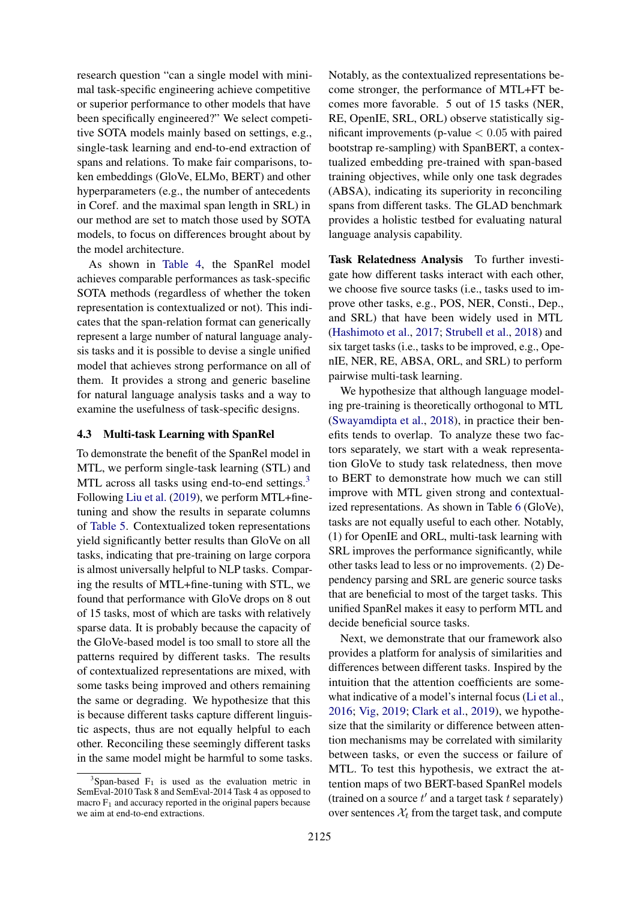research question "can a single model with minimal task-specific engineering achieve competitive or superior performance to other models that have been specifically engineered?" We select competitive SOTA models mainly based on settings, e.g., single-task learning and end-to-end extraction of spans and relations. To make fair comparisons, token embeddings (GloVe, ELMo, BERT) and other hyperparameters (e.g., the number of antecedents in Coref. and the maximal span length in SRL) in our method are set to match those used by SOTA models, to focus on differences brought about by the model architecture.

As shown in Table 4, the SpanRel model achieves comparable performances as task-specific SOTA methods (regardless of whether the token representation is contextualized or not). This indicates that the span-relation format can generically represent a large number of natural language analysis tasks and it is possible to devise a single unified model that achieves strong performance on all of them. It provides a strong and generic baseline for natural language analysis tasks and a way to examine the usefulness of task-specific designs.

### 4.3 Multi-task Learning with SpanRel

To demonstrate the benefit of the SpanRel model in MTL, we perform single-task learning (STL) and MTL across all tasks using end-to-end settings.[3] Following Liu et al. (2019), we perform MTL+fine-tuning and show the results in separate columns of Table 5. Contextualized token representations yield significantly better results than GloVe on all tasks, indicating that pre-training on large corpora is almost universally helpful to NLP tasks. Comparing the results of MTL+fine-tuning with STL, we found that performance with GloVe drops on 8 out of 15 tasks, most of which are tasks with relatively sparse data. It is probably because the capacity of the GloVe-based model is too small to store all the patterns required by different tasks. The results of contextualized representations are mixed, with some tasks being improved and others remaining the same or degrading. We hypothesize that this is because different tasks capture different linguistic aspects, thus are not equally helpful to each other. Reconciling these seemingly different tasks in the same model might be harmful to some tasks.

[3] Span-based $F_1$ is used as the evaluation metric in SemEval-2010 Task 8 and SemEval-2014 Task 4 as opposed to macro $F_1$ and accuracy reported in the original papers because we aim at end-to-end extractions.

Notably, as the contextualized representations become stronger, the performance of MTL+FT becomes more favorable. 5 out of 15 tasks (NER, RE, OpenIE, SRL, ORL) observe statistically significant improvements (p-value $< 0.05$ with paired bootstrap re-sampling) with SpanBERT, a contextualized embedding pre-trained with span-based training objectives, while only one task degrades (ABSA), indicating its superiority in reconciling spans from different tasks. The GLAD benchmark provides a holistic testbed for evaluating natural language analysis capability.

**Task Relatedness Analysis** To further investigate how different tasks interact with each other, we choose five source tasks (i.e., tasks used to improve other tasks, e.g., POS, NER, Consti., Dep., and SRL) that have been widely used in MTL (Hashimoto et al., 2017; Strubell et al., 2018) and six target tasks (i.e., tasks to be improved, e.g., OpenIE, NER, RE, ABSA, ORL, and SRL) to perform pairwise multi-task learning.

We hypothesize that although language modeling pre-training is theoretically orthogonal to MTL (Swayamdipta et al., 2018), in practice their benefits tends to overlap. To analyze these two factors separately, we start with a weak representation GloVe to study task relatedness, then move to BERT to demonstrate how much we can still improve with MTL given strong and contextualized representations. As shown in Table 6 (GloVe), tasks are not equally useful to each other. Notably, (1) for OpenIE and ORL, multi-task learning with SRL improves the performance significantly, while other tasks lead to less or no improvements. (2) Dependency parsing and SRL are generic source tasks that are beneficial to most of the target tasks. This unified SpanRel makes it easy to perform MTL and decide beneficial source tasks.

Next, we demonstrate that our framework also provides a platform for analysis of similarities and differences between different tasks. Inspired by the intuition that the attention coefficients are somewhat indicative of a model's internal focus (Li et al., 2016; Vig, 2019; Clark et al., 2019), we hypothesize that the similarity or difference between attention mechanisms may be correlated with similarity between tasks, or even the success or failure of MTL. To test this hypothesis, we extract the attention maps of two BERT-based SpanRel models (trained on a source $t'$ and a target task $t$ separately) over sentences $\mathcal{X}_t$ from the target task, and compute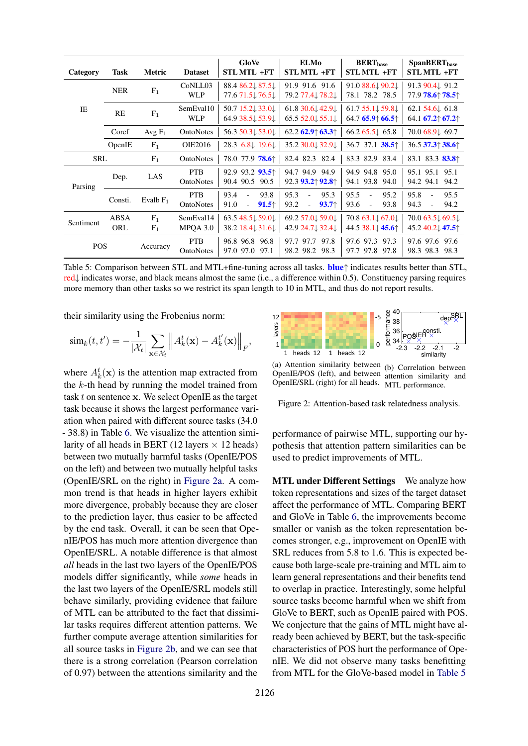| Category | Task | Metric | Dataset | GloVe STL | GloVe MTL | GloVe +FT | ELMo STL | ELMo MTL | ELMo +FT | $\text{BERT}_{\text{base}}$ STL | $\text{BERT}_{\text{base}}$ MTL | $\text{BERT}_{\text{base}}$ +FT | $\text{SpanBERT}_{\text{base}}$ STL | $\text{SpanBERT}_{\text{base}}$ MTL | $\text{SpanBERT}_{\text{base}}$ +FT |
|---|---|---|---|---|---|---|---|---|---|---|---|---|---|---|---|
| IE | NER | $F_1$ | CoNLL03 | 88.4 | 86.2↓ | 87.5↓ | 91.9 | 91.6 | 91.6 | 91.0 | 88.6↓ | 90.2↓ | 91.3 | 90.4↓ | 91.2 |
| | | | WLP | 77.6 | 71.5↓ | 76.5↓ | 79.2 | 77.4↓ | 78.2↓ | 78.1 | 78.2 | 78.5 | 77.9 | **78.6**↑ | **78.5**↑ |
| | RE | $F_1$ | SemEval10 | 50.7 | 15.2↓ | 33.0↓ | 61.8 | 30.6↓ | 42.9↓ | 61.7 | 55.1↓ | 59.8↓ | 62.1 | 54.6↓ | 61.8 |
| | | | WLP | 64.9 | 38.5↓ | 53.9↓ | 65.5 | 52.0↓ | 55.1↓ | 64.7 | **65.9**↑ | **66.5**↑ | 64.1 | **67.2**↑ | **67.2**↑ |
| | Coref | Avg $F_1$ | OntoNotes | 56.3 | 50.3↓ | 53.0↓ | 62.2 | **62.9**↑ | **63.3**↑ | 66.2 | 65.5↓ | 65.8 | 70.0 | 68.9↓ | 69.7 |
| | OpenIE | $F_1$ | OIE2016 | 28.3 | 6.8↓ | 19.6↓ | 35.2 | 30.0↓ | 32.9↓ | 36.7 | 37.1 | **38.5**↑ | 36.5 | **37.3**↑ | **38.6**↑ |
| SRL | | $F_1$ | OntoNotes | 78.0 | 77.9 | **78.6**↑ | 82.4 | 82.3 | 82.4 | 83.3 | 82.9 | 83.4 | 83.1 | 83.3 | **83.8**↑ |
| Parsing | Dep. | LAS | PTB | 92.9 | 93.2 | **93.5**↑ | 94.7 | 94.9 | 94.9 | 94.9 | 94.8 | 95.0 | 95.1 | 95.1 | 95.1 |
| | | | OntoNotes | 90.4 | 90.5 | 90.5 | 92.3 | **93.2**↑ | **92.8**↑ | 94.1 | 93.8 | 94.0 | 94.2 | 94.1 | 94.2 |
| | Consti. | Evalb $F_1$ | PTB | 93.4 | - | 93.8 | 95.3 | - | 95.3 | 95.5 | - | 95.2 | 95.8 | - | 95.5 |
| | | | OntoNotes | 91.0 | - | **91.5**↑ | 93.2 | - | **93.7**↑ | 93.6 | - | 93.8 | 94.3 | - | 94.2 |
| Sentiment | ABSA | $F_1$ | SemEval14 | 63.5 | 48.5↓ | 59.0↓ | 69.2 | 57.0↓ | 59.0↓ | 70.8 | 63.1↓ | 67.0↓ | 70.0 | 63.5↓ | 69.5↓ |
| | ORL | $F_1$ | MPQA 3.0 | 38.2 | 18.4↓ | 31.6↓ | 42.9 | 24.7↓ | 32.4↓ | 44.5 | 38.1↓ | **45.6**↑ | 45.2 | 40.2↓ | **47.5**↑ |
| POS | | Accuracy | PTB | 96.8 | 96.8 | 96.8 | 97.7 | 97.7 | 97.8 | 97.6 | 97.3 | 97.3 | 97.6 | 97.6 | 97.6 |
| | | | OntoNotes | 97.0 | 97.0 | 97.1 | 98.2 | 98.2 | 98.3 | 97.7 | 97.8 | 97.8 | 98.3 | 98.3 | 98.3 |

Table 5: Comparison between STL and MTL+fine-tuning across all tasks. **blue**↑ indicates results better than STL, red↓ indicates worse, and black means almost the same (i.e., a difference within 0.5). Constituency parsing requires more memory than other tasks so we restrict its span length to 10 in MTL, and thus do not report results.

their similarity using the Frobenius norm:

$$\text{sim}_k(t, t') = -\frac{1}{|\mathcal{X}_t|} \sum_{\mathbf{x} \in \mathcal{X}_t} \left\| A_k^t(\mathbf{x}) - A_k^{t'}(\mathbf{x}) \right\|_F,$$

where $A_k^t(\mathbf{x})$ is the attention map extracted from the $k$-th head by running the model trained from task $t$ on sentence $\mathbf{x}$. We select OpenIE as the target task because it shows the largest performance variation when paired with different source tasks (34.0 - 38.8) in Table 6. We visualize the attention similarity of all heads in BERT (12 layers × 12 heads) between two mutually harmful tasks (OpenIE/POS on the left) and between two mutually helpful tasks (OpenIE/SRL on the right) in Figure 2a. A common trend is that heads in higher layers exhibit more divergence, probably because they are closer to the prediction layer, thus easier to be affected by the end task. Overall, it can be seen that OpenIE/POS has much more attention divergence than OpenIE/SRL. A notable difference is that almost *all* heads in the last two layers of the OpenIE/POS models differ significantly, while *some* heads in the last two layers of the OpenIE/SRL models still behave similarly, providing evidence that failure of MTL can be attributed to the fact that dissimilar tasks requires different attention patterns. We further compute average attention similarities for all source tasks in Figure 2b, and we can see that there is a strong correlation (Pearson correlation of 0.97) between the attentions similarity and the performance of pairwise MTL, supporting our hypothesis that attention pattern similarities can be used to predict improvements of MTL.

(a) Attention similarity between OpenIE/POS (left), and between OpenIE/SRL (right) for all heads.

(b) Correlation between attention similarity and MTL performance.

Figure 2: Attention-based task relatedness analysis.

**MTL under Different Settings** We analyze how token representations and sizes of the target dataset affect the performance of MTL. Comparing BERT and GloVe in Table 6, the improvements become smaller or vanish as the token representation becomes stronger, e.g., improvement on OpenIE with SRL reduces from 5.8 to 1.6. This is expected because both large-scale pre-training and MTL aim to learn general representations and their benefits tend to overlap in practice. Interestingly, some helpful source tasks become harmful when we shift from GloVe to BERT, such as OpenIE paired with POS. We conjecture that the gains of MTL might have already been achieved by BERT, but the task-specific characteristics of POS hurt the performance of OpenIE. We did not observe many tasks benefitting from MTL for the GloVe-based model in Table 5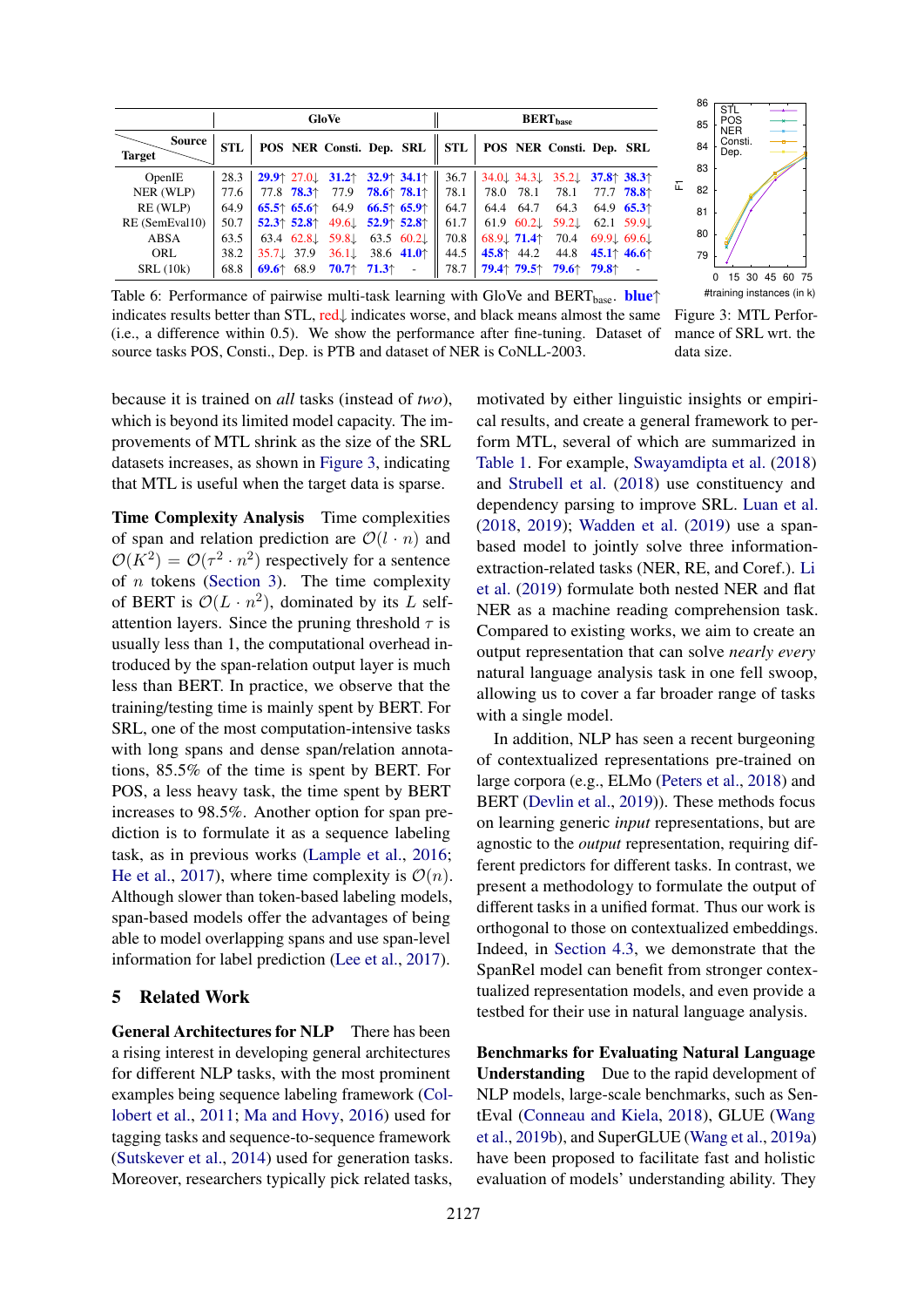| Target \ Source | GloVe | | | | | | BERT$_{base}$ | | | | | |
|---|---|---|---|---|---|---|---|---|---|---|---|---|
| | STL | POS | NER | Consti. | Dep. | SRL | STL | POS | NER | Consti. | Dep. | SRL |
| OpenIE | 28.3 | 29.9↑ | 27.0↓ | 31.2↑ | 32.9↑ | 34.1↑ | 36.7 | 34.0↓ | 34.3↓ | 35.2↓ | 37.8↑ | 38.3↑ |
| NER (WLP) | 77.6 | 77.8 | 78.3↑ | 77.9 | 78.6↑ | 78.1↑ | 78.1 | 78.0 | 78.1 | 78.1 | 77.7 | 78.8↑ |
| RE (WLP) | 64.9 | 65.5↑ | 65.6↑ | 64.9 | 66.5↑ | 65.9↑ | 64.7 | 64.4 | 64.7 | 64.3 | 64.9 | 65.3↑ |
| RE (SemEval10) | 50.7 | 52.3↑ | 52.8↑ | 49.6↓ | 52.9↑ | 52.8↑ | 61.7 | 61.9 | 60.2↓ | 59.2↓ | 62.1 | 59.9↓ |
| ABSA | 63.5 | 63.4 | 62.8↓ | 59.8↓ | 63.5 | 60.2↓ | 70.8 | 68.9↓ | 71.4↑ | 70.4 | 69.9↓ | 69.6↓ |
| ORL | 38.2 | 35.7↓ | 37.9 | 36.1↓ | 38.6 | 41.0↑ | 44.5 | 45.8↑ | 44.2 | 44.8 | 45.1↑ | 46.6↑ |
| SRL (10k) | 68.8 | 69.6↑ | 68.9 | 70.7↑ | 71.3↑ | - | 78.7 | 79.4↑ | 79.5↑ | 79.6↑ | 79.8↑ | - |

Table 6: Performance of pairwise multi-task learning with GloVe and BERT$_{base}$. **blue**↑ indicates results better than STL, red↓ indicates worse, and black means almost the same (i.e., a difference within 0.5). We show the performance after fine-tuning. Dataset of source tasks POS, Consti., Dep. is PTB and dataset of NER is CoNLL-2003.

Figure 3: MTL Performance of SRL wrt. the data size.

because it is trained on *all* tasks (instead of *two*), which is beyond its limited model capacity. The improvements of MTL shrink as the size of the SRL datasets increases, as shown in Figure 3, indicating that MTL is useful when the target data is sparse.

**Time Complexity Analysis** Time complexities of span and relation prediction are $\mathcal{O}(l \cdot n)$ and $\mathcal{O}(K^2) = \mathcal{O}(\tau^2 \cdot n^2)$ respectively for a sentence of $n$ tokens (Section 3). The time complexity of BERT is $\mathcal{O}(L \cdot n^2)$, dominated by its $L$ self-attention layers. Since the pruning threshold $\tau$ is usually less than 1, the computational overhead introduced by the span-relation output layer is much less than BERT. In practice, we observe that the training/testing time is mainly spent by BERT. For SRL, one of the most computation-intensive tasks with long spans and dense span/relation annotations, 85.5% of the time is spent by BERT. For POS, a less heavy task, the time spent by BERT increases to 98.5%. Another option for span prediction is to formulate it as a sequence labeling task, as in previous works (Lample et al., 2016; He et al., 2017), where time complexity is $\mathcal{O}(n)$. Although slower than token-based labeling models, span-based models offer the advantages of being able to model overlapping spans and use span-level information for label prediction (Lee et al., 2017).

## 5 Related Work

**General Architectures for NLP** There has been a rising interest in developing general architectures for different NLP tasks, with the most prominent examples being sequence labeling framework (Collobert et al., 2011; Ma and Hovy, 2016) used for tagging tasks and sequence-to-sequence framework (Sutskever et al., 2014) used for generation tasks. Moreover, researchers typically pick related tasks, motivated by either linguistic insights or empirical results, and create a general framework to perform MTL, several of which are summarized in Table 1. For example, Swayamdipta et al. (2018) and Strubell et al. (2018) use constituency and dependency parsing to improve SRL. Luan et al. (2018, 2019); Wadden et al. (2019) use a span-based model to jointly solve three information-extraction-related tasks (NER, RE, and Coref.). Li et al. (2019) formulate both nested NER and flat NER as a machine reading comprehension task. Compared to existing works, we aim to create an output representation that can solve *nearly every* natural language analysis task in one fell swoop, allowing us to cover a far broader range of tasks with a single model.

In addition, NLP has seen a recent burgeoning of contextualized representations pre-trained on large corpora (e.g., ELMo (Peters et al., 2018) and BERT (Devlin et al., 2019)). These methods focus on learning generic *input* representations, but are agnostic to the *output* representation, requiring different predictors for different tasks. In contrast, we present a methodology to formulate the output of different tasks in a unified format. Thus our work is orthogonal to those on contextualized embeddings. Indeed, in Section 4.3, we demonstrate that the SpanRel model can benefit from stronger contextualized representation models, and even provide a testbed for their use in natural language analysis.

**Benchmarks for Evaluating Natural Language Understanding** Due to the rapid development of NLP models, large-scale benchmarks, such as SentEval (Conneau and Kiela, 2018), GLUE (Wang et al., 2019b), and SuperGLUE (Wang et al., 2019a) have been proposed to facilitate fast and holistic evaluation of models' understanding ability. They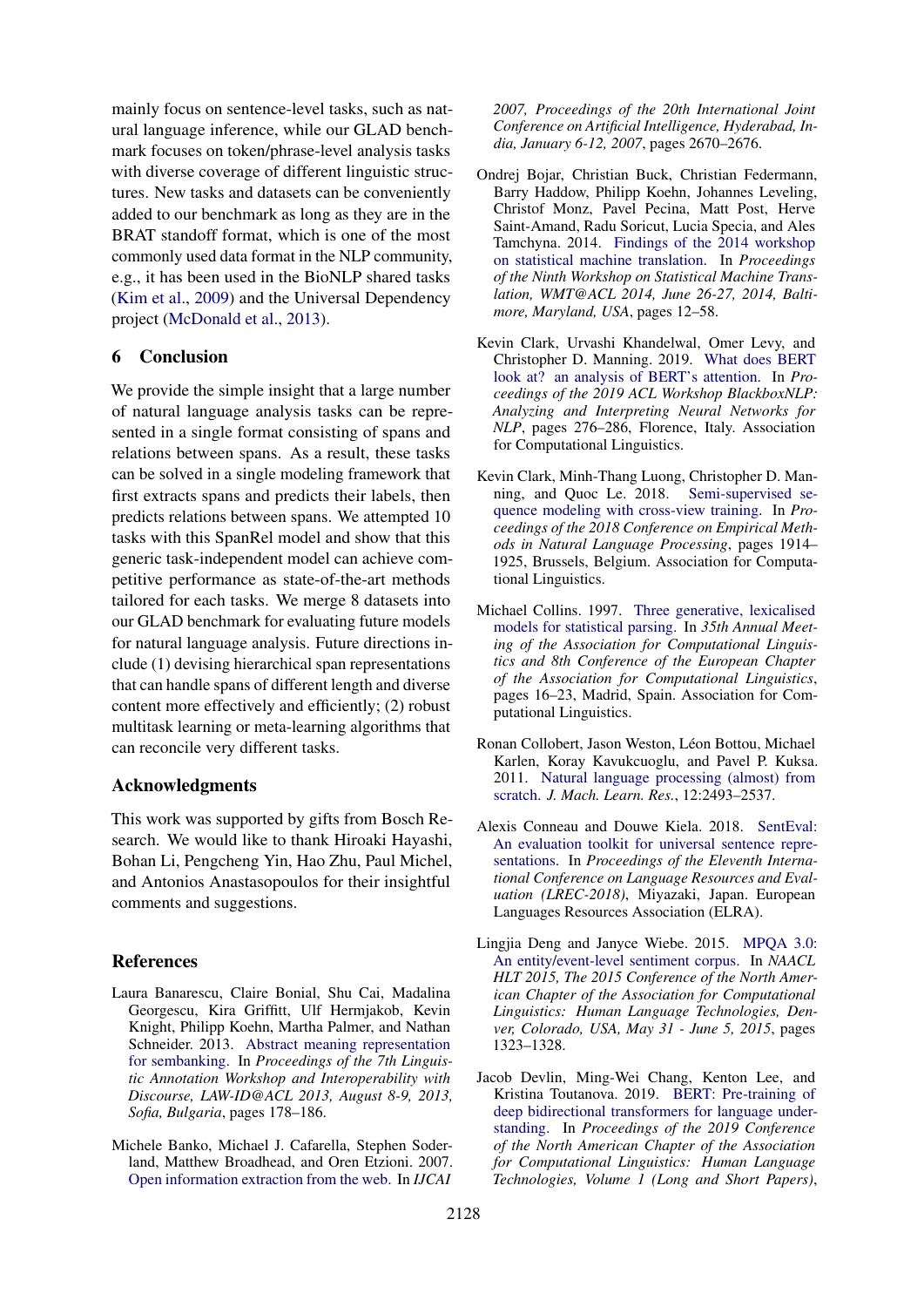mainly focus on sentence-level tasks, such as natural language inference, while our GLAD benchmark focuses on token/phrase-level analysis tasks with diverse coverage of different linguistic structures. New tasks and datasets can be conveniently added to our benchmark as long as they are in the BRAT standoff format, which is one of the most commonly used data format in the NLP community, e.g., it has been used in the BioNLP shared tasks (Kim et al., 2009) and the Universal Dependency project (McDonald et al., 2013).

## 6 Conclusion

We provide the simple insight that a large number of natural language analysis tasks can be represented in a single format consisting of spans and relations between spans. As a result, these tasks can be solved in a single modeling framework that first extracts spans and predicts their labels, then predicts relations between spans. We attempted 10 tasks with this SpanRel model and show that this generic task-independent model can achieve competitive performance as state-of-the-art methods tailored for each tasks. We merge 8 datasets into our GLAD benchmark for evaluating future models for natural language analysis. Future directions include (1) devising hierarchical span representations that can handle spans of different length and diverse content more effectively and efficiently; (2) robust multitask learning or meta-learning algorithms that can reconcile very different tasks.

## Acknowledgments

This work was supported by gifts from Bosch Research. We would like to thank Hiroaki Hayashi, Bohan Li, Pengcheng Yin, Hao Zhu, Paul Michel, and Antonios Anastasopoulos for their insightful comments and suggestions.

## References

Laura Banarescu, Claire Bonial, Shu Cai, Madalina Georgescu, Kira Griffitt, Ulf Hermjakob, Kevin Knight, Philipp Koehn, Martha Palmer, and Nathan Schneider. 2013. Abstract meaning representation for sembanking. In *Proceedings of the 7th Linguistic Annotation Workshop and Interoperability with Discourse, LAW-ID@ACL 2013, August 8-9, 2013, Sofia, Bulgaria*, pages 178–186.

Michele Banko, Michael J. Cafarella, Stephen Soderland, Matthew Broadhead, and Oren Etzioni. 2007. Open information extraction from the web. In *IJCAI 2007, Proceedings of the 20th International Joint Conference on Artificial Intelligence, Hyderabad, India, January 6-12, 2007*, pages 2670–2676.

Ondrej Bojar, Christian Buck, Christian Federmann, Barry Haddow, Philipp Koehn, Johannes Leveling, Christof Monz, Pavel Pecina, Matt Post, Herve Saint-Amand, Radu Soricut, Lucia Specia, and Ales Tamchyna. 2014. Findings of the 2014 workshop on statistical machine translation. In *Proceedings of the Ninth Workshop on Statistical Machine Translation, WMT@ACL 2014, June 26-27, 2014, Baltimore, Maryland, USA*, pages 12–58.

Kevin Clark, Urvashi Khandelwal, Omer Levy, and Christopher D. Manning. 2019. What does BERT look at? an analysis of BERT's attention. In *Proceedings of the 2019 ACL Workshop BlackboxNLP: Analyzing and Interpreting Neural Networks for NLP*, pages 276–286, Florence, Italy. Association for Computational Linguistics.

Kevin Clark, Minh-Thang Luong, Christopher D. Manning, and Quoc Le. 2018. Semi-supervised sequence modeling with cross-view training. In *Proceedings of the 2018 Conference on Empirical Methods in Natural Language Processing*, pages 1914–1925, Brussels, Belgium. Association for Computational Linguistics.

Michael Collins. 1997. Three generative, lexicalised models for statistical parsing. In *35th Annual Meeting of the Association for Computational Linguistics and 8th Conference of the European Chapter of the Association for Computational Linguistics*, pages 16–23, Madrid, Spain. Association for Computational Linguistics.

Ronan Collobert, Jason Weston, Léon Bottou, Michael Karlen, Koray Kavukcuoglu, and Pavel P. Kuksa. 2011. Natural language processing (almost) from scratch. *J. Mach. Learn. Res.*, 12:2493–2537.

Alexis Conneau and Douwe Kiela. 2018. SentEval: An evaluation toolkit for universal sentence representations. In *Proceedings of the Eleventh International Conference on Language Resources and Evaluation (LREC-2018)*, Miyazaki, Japan. European Languages Resources Association (ELRA).

Lingjia Deng and Janyce Wiebe. 2015. MPQA 3.0: An entity/event-level sentiment corpus. In *NAACL HLT 2015, The 2015 Conference of the North American Chapter of the Association for Computational Linguistics: Human Language Technologies, Denver, Colorado, USA, May 31 - June 5, 2015*, pages 1323–1328.

Jacob Devlin, Ming-Wei Chang, Kenton Lee, and Kristina Toutanova. 2019. BERT: Pre-training of deep bidirectional transformers for language understanding. In *Proceedings of the 2019 Conference of the North American Chapter of the Association for Computational Linguistics: Human Language Technologies, Volume 1 (Long and Short Papers)*,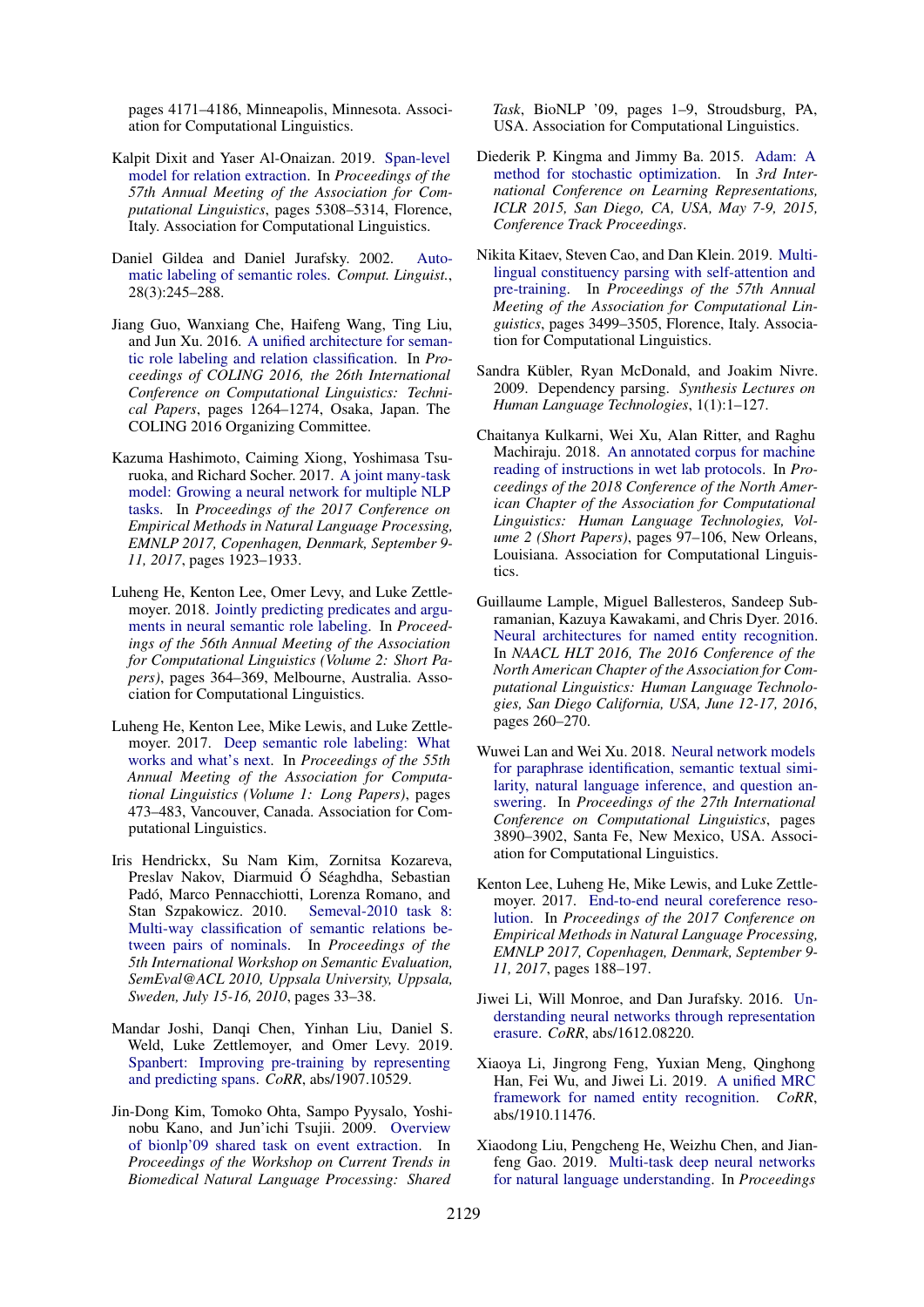pages 4171–4186, Minneapolis, Minnesota. Association for Computational Linguistics.

Kalpit Dixit and Yaser Al-Onaizan. 2019. Span-level model for relation extraction. In *Proceedings of the 57th Annual Meeting of the Association for Computational Linguistics*, pages 5308–5314, Florence, Italy. Association for Computational Linguistics.

Daniel Gildea and Daniel Jurafsky. 2002. Automatic labeling of semantic roles. *Comput. Linguist.*, 28(3):245–288.

Jiang Guo, Wanxiang Che, Haifeng Wang, Ting Liu, and Jun Xu. 2016. A unified architecture for semantic role labeling and relation classification. In *Proceedings of COLING 2016, the 26th International Conference on Computational Linguistics: Technical Papers*, pages 1264–1274, Osaka, Japan. The COLING 2016 Organizing Committee.

Kazuma Hashimoto, Caiming Xiong, Yoshimasa Tsuruoka, and Richard Socher. 2017. A joint many-task model: Growing a neural network for multiple NLP tasks. In *Proceedings of the 2017 Conference on Empirical Methods in Natural Language Processing, EMNLP 2017, Copenhagen, Denmark, September 9-11, 2017*, pages 1923–1933.

Luheng He, Kenton Lee, Omer Levy, and Luke Zettlemoyer. 2018. Jointly predicting predicates and arguments in neural semantic role labeling. In *Proceedings of the 56th Annual Meeting of the Association for Computational Linguistics (Volume 2: Short Papers)*, pages 364–369, Melbourne, Australia. Association for Computational Linguistics.

Luheng He, Kenton Lee, Mike Lewis, and Luke Zettlemoyer. 2017. Deep semantic role labeling: What works and what's next. In *Proceedings of the 55th Annual Meeting of the Association for Computational Linguistics (Volume 1: Long Papers)*, pages 473–483, Vancouver, Canada. Association for Computational Linguistics.

Iris Hendrickx, Su Nam Kim, Zornitsa Kozareva, Preslav Nakov, Diarmuid Ó Séaghdha, Sebastian Padó, Marco Pennacchiotti, Lorenza Romano, and Stan Szpakowicz. 2010. Semeval-2010 task 8: Multi-way classification of semantic relations between pairs of nominals. In *Proceedings of the 5th International Workshop on Semantic Evaluation, SemEval@ACL 2010, Uppsala University, Uppsala, Sweden, July 15-16, 2010*, pages 33–38.

Mandar Joshi, Danqi Chen, Yinhan Liu, Daniel S. Weld, Luke Zettlemoyer, and Omer Levy. 2019. Spanbert: Improving pre-training by representing and predicting spans. *CoRR*, abs/1907.10529.

Jin-Dong Kim, Tomoko Ohta, Sampo Pyysalo, Yoshinobu Kano, and Jun'ichi Tsujii. 2009. Overview of bionlp'09 shared task on event extraction. In *Proceedings of the Workshop on Current Trends in Biomedical Natural Language Processing: Shared Task*, BioNLP '09, pages 1–9, Stroudsburg, PA, USA. Association for Computational Linguistics.

Diederik P. Kingma and Jimmy Ba. 2015. Adam: A method for stochastic optimization. In *3rd International Conference on Learning Representations, ICLR 2015, San Diego, CA, USA, May 7-9, 2015, Conference Track Proceedings*.

Nikita Kitaev, Steven Cao, and Dan Klein. 2019. Multilingual constituency parsing with self-attention and pre-training. In *Proceedings of the 57th Annual Meeting of the Association for Computational Linguistics*, pages 3499–3505, Florence, Italy. Association for Computational Linguistics.

Sandra Kübler, Ryan McDonald, and Joakim Nivre. 2009. Dependency parsing. *Synthesis Lectures on Human Language Technologies*, 1(1):1–127.

Chaitanya Kulkarni, Wei Xu, Alan Ritter, and Raghu Machiraju. 2018. An annotated corpus for machine reading of instructions in wet lab protocols. In *Proceedings of the 2018 Conference of the North American Chapter of the Association for Computational Linguistics: Human Language Technologies, Volume 2 (Short Papers)*, pages 97–106, New Orleans, Louisiana. Association for Computational Linguistics.

Guillaume Lample, Miguel Ballesteros, Sandeep Subramanian, Kazuya Kawakami, and Chris Dyer. 2016. Neural architectures for named entity recognition. In *NAACL HLT 2016, The 2016 Conference of the North American Chapter of the Association for Computational Linguistics: Human Language Technologies, San Diego California, USA, June 12-17, 2016*, pages 260–270.

Wuwei Lan and Wei Xu. 2018. Neural network models for paraphrase identification, semantic textual similarity, natural language inference, and question answering. In *Proceedings of the 27th International Conference on Computational Linguistics*, pages 3890–3902, Santa Fe, New Mexico, USA. Association for Computational Linguistics.

Kenton Lee, Luheng He, Mike Lewis, and Luke Zettlemoyer. 2017. End-to-end neural coreference resolution. In *Proceedings of the 2017 Conference on Empirical Methods in Natural Language Processing, EMNLP 2017, Copenhagen, Denmark, September 9-11, 2017*, pages 188–197.

Jiwei Li, Will Monroe, and Dan Jurafsky. 2016. Understanding neural networks through representation erasure. *CoRR*, abs/1612.08220.

Xiaoya Li, Jingrong Feng, Yuxian Meng, Qinghong Han, Fei Wu, and Jiwei Li. 2019. A unified MRC framework for named entity recognition. *CoRR*, abs/1910.11476.

Xiaodong Liu, Pengcheng He, Weizhu Chen, and Jianfeng Gao. 2019. Multi-task deep neural networks for natural language understanding. In *Proceedings*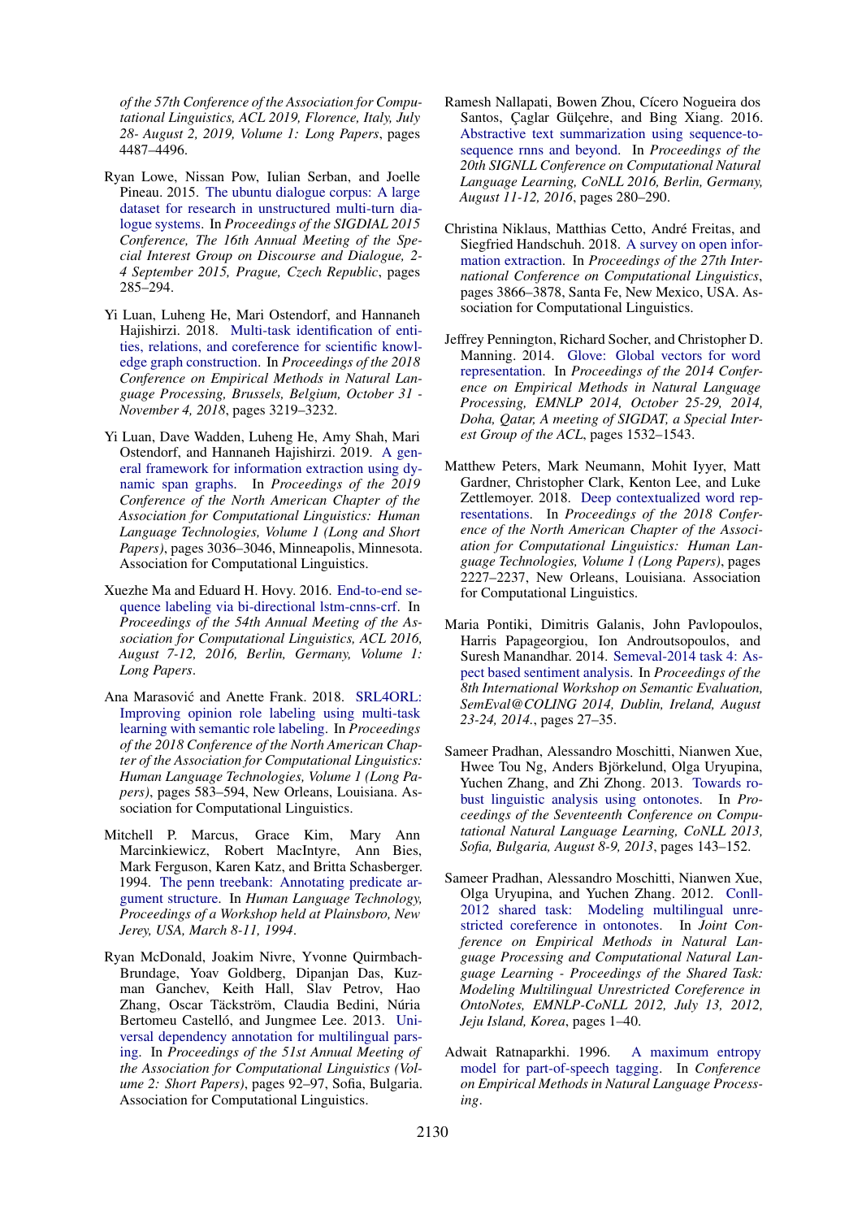*of the 57th Conference of the Association for Computational Linguistics, ACL 2019, Florence, Italy, July 28- August 2, 2019, Volume 1: Long Papers*, pages 4487–4496.

Ryan Lowe, Nissan Pow, Iulian Serban, and Joelle Pineau. 2015. The ubuntu dialogue corpus: A large dataset for research in unstructured multi-turn dialogue systems. In *Proceedings of the SIGDIAL 2015 Conference, The 16th Annual Meeting of the Special Interest Group on Discourse and Dialogue, 2-4 September 2015, Prague, Czech Republic*, pages 285–294.

Yi Luan, Luheng He, Mari Ostendorf, and Hannaneh Hajishirzi. 2018. Multi-task identification of entities, relations, and coreference for scientific knowledge graph construction. In *Proceedings of the 2018 Conference on Empirical Methods in Natural Language Processing, Brussels, Belgium, October 31 - November 4, 2018*, pages 3219–3232.

Yi Luan, Dave Wadden, Luheng He, Amy Shah, Mari Ostendorf, and Hannaneh Hajishirzi. 2019. A general framework for information extraction using dynamic span graphs. In *Proceedings of the 2019 Conference of the North American Chapter of the Association for Computational Linguistics: Human Language Technologies, Volume 1 (Long and Short Papers)*, pages 3036–3046, Minneapolis, Minnesota. Association for Computational Linguistics.

Xuezhe Ma and Eduard H. Hovy. 2016. End-to-end sequence labeling via bi-directional lstm-cnns-crf. In *Proceedings of the 54th Annual Meeting of the Association for Computational Linguistics, ACL 2016, August 7-12, 2016, Berlin, Germany, Volume 1: Long Papers*.

Ana Marasović and Anette Frank. 2018. SRL4ORL: Improving opinion role labeling using multi-task learning with semantic role labeling. In *Proceedings of the 2018 Conference of the North American Chapter of the Association for Computational Linguistics: Human Language Technologies, Volume 1 (Long Papers)*, pages 583–594, New Orleans, Louisiana. Association for Computational Linguistics.

Mitchell P. Marcus, Grace Kim, Mary Ann Marcinkiewicz, Robert MacIntyre, Ann Bies, Mark Ferguson, Karen Katz, and Britta Schasberger. 1994. The penn treebank: Annotating predicate argument structure. In *Human Language Technology, Proceedings of a Workshop held at Plainsboro, New Jerey, USA, March 8-11, 1994*.

Ryan McDonald, Joakim Nivre, Yvonne Quirmbach-Brundage, Yoav Goldberg, Dipanjan Das, Kuzman Ganchev, Keith Hall, Slav Petrov, Hao Zhang, Oscar Täckström, Claudia Bedini, Núria Bertomeu Castelló, and Jungmee Lee. 2013. Universal dependency annotation for multilingual parsing. In *Proceedings of the 51st Annual Meeting of the Association for Computational Linguistics (Volume 2: Short Papers)*, pages 92–97, Sofia, Bulgaria. Association for Computational Linguistics.

Ramesh Nallapati, Bowen Zhou, Cícero Nogueira dos Santos, Çaglar Gülçehre, and Bing Xiang. 2016. Abstractive text summarization using sequence-to-sequence rnns and beyond. In *Proceedings of the 20th SIGNLL Conference on Computational Natural Language Learning, CoNLL 2016, Berlin, Germany, August 11-12, 2016*, pages 280–290.

Christina Niklaus, Matthias Cetto, André Freitas, and Siegfried Handschuh. 2018. A survey on open information extraction. In *Proceedings of the 27th International Conference on Computational Linguistics*, pages 3866–3878, Santa Fe, New Mexico, USA. Association for Computational Linguistics.

Jeffrey Pennington, Richard Socher, and Christopher D. Manning. 2014. Glove: Global vectors for word representation. In *Proceedings of the 2014 Conference on Empirical Methods in Natural Language Processing, EMNLP 2014, October 25-29, 2014, Doha, Qatar, A meeting of SIGDAT, a Special Interest Group of the ACL*, pages 1532–1543.

Matthew Peters, Mark Neumann, Mohit Iyyer, Matt Gardner, Christopher Clark, Kenton Lee, and Luke Zettlemoyer. 2018. Deep contextualized word representations. In *Proceedings of the 2018 Conference of the North American Chapter of the Association for Computational Linguistics: Human Language Technologies, Volume 1 (Long Papers)*, pages 2227–2237, New Orleans, Louisiana. Association for Computational Linguistics.

Maria Pontiki, Dimitris Galanis, John Pavlopoulos, Harris Papageorgiou, Ion Androutsopoulos, and Suresh Manandhar. 2014. Semeval-2014 task 4: Aspect based sentiment analysis. In *Proceedings of the 8th International Workshop on Semantic Evaluation, SemEval@COLING 2014, Dublin, Ireland, August 23-24, 2014.*, pages 27–35.

Sameer Pradhan, Alessandro Moschitti, Nianwen Xue, Hwee Tou Ng, Anders Björkelund, Olga Uryupina, Yuchen Zhang, and Zhi Zhong. 2013. Towards robust linguistic analysis using ontonotes. In *Proceedings of the Seventeenth Conference on Computational Natural Language Learning, CoNLL 2013, Sofia, Bulgaria, August 8-9, 2013*, pages 143–152.

Sameer Pradhan, Alessandro Moschitti, Nianwen Xue, Olga Uryupina, and Yuchen Zhang. 2012. Conll-2012 shared task: Modeling multilingual unrestricted coreference in ontonotes. In *Joint Conference on Empirical Methods in Natural Language Processing and Computational Natural Language Learning - Proceedings of the Shared Task: Modeling Multilingual Unrestricted Coreference in OntoNotes, EMNLP-CoNLL 2012, July 13, 2012, Jeju Island, Korea*, pages 1–40.

Adwait Ratnaparkhi. 1996. A maximum entropy model for part-of-speech tagging. In *Conference on Empirical Methods in Natural Language Processing*.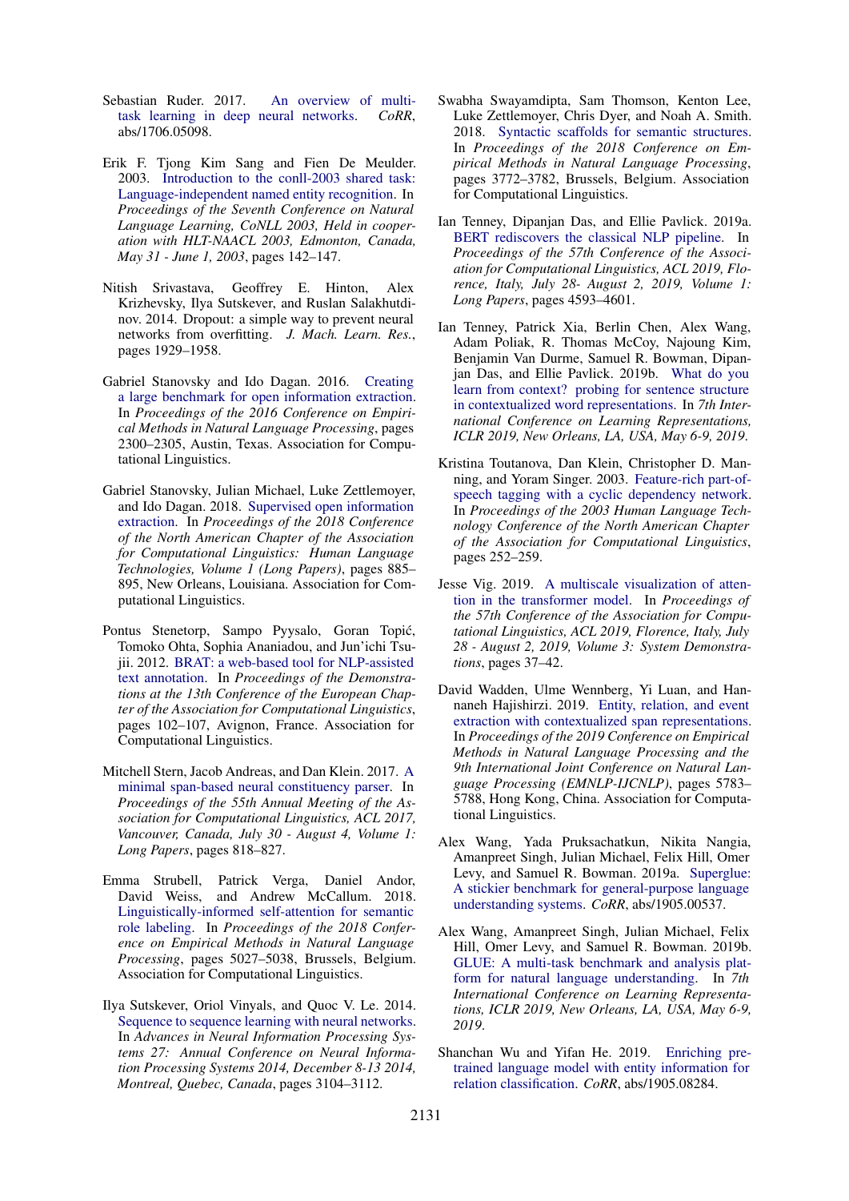Sebastian Ruder. 2017. An overview of multi-task learning in deep neural networks. *CoRR*, abs/1706.05098.

Erik F. Tjong Kim Sang and Fien De Meulder. 2003. Introduction to the conll-2003 shared task: Language-independent named entity recognition. In *Proceedings of the Seventh Conference on Natural Language Learning, CoNLL 2003, Held in cooperation with HLT-NAACL 2003, Edmonton, Canada, May 31 - June 1, 2003*, pages 142–147.

Nitish Srivastava, Geoffrey E. Hinton, Alex Krizhevsky, Ilya Sutskever, and Ruslan Salakhutdinov. 2014. Dropout: a simple way to prevent neural networks from overfitting. *J. Mach. Learn. Res.*, pages 1929–1958.

Gabriel Stanovsky and Ido Dagan. 2016. Creating a large benchmark for open information extraction. In *Proceedings of the 2016 Conference on Empirical Methods in Natural Language Processing*, pages 2300–2305, Austin, Texas. Association for Computational Linguistics.

Gabriel Stanovsky, Julian Michael, Luke Zettlemoyer, and Ido Dagan. 2018. Supervised open information extraction. In *Proceedings of the 2018 Conference of the North American Chapter of the Association for Computational Linguistics: Human Language Technologies, Volume 1 (Long Papers)*, pages 885–895, New Orleans, Louisiana. Association for Computational Linguistics.

Pontus Stenetorp, Sampo Pyysalo, Goran Topić, Tomoko Ohta, Sophia Ananiadou, and Jun'ichi Tsujii. 2012. BRAT: a web-based tool for NLP-assisted text annotation. In *Proceedings of the Demonstrations at the 13th Conference of the European Chapter of the Association for Computational Linguistics*, pages 102–107, Avignon, France. Association for Computational Linguistics.

Mitchell Stern, Jacob Andreas, and Dan Klein. 2017. A minimal span-based neural constituency parser. In *Proceedings of the 55th Annual Meeting of the Association for Computational Linguistics, ACL 2017, Vancouver, Canada, July 30 - August 4, Volume 1: Long Papers*, pages 818–827.

Emma Strubell, Patrick Verga, Daniel Andor, David Weiss, and Andrew McCallum. 2018. Linguistically-informed self-attention for semantic role labeling. In *Proceedings of the 2018 Conference on Empirical Methods in Natural Language Processing*, pages 5027–5038, Brussels, Belgium. Association for Computational Linguistics.

Ilya Sutskever, Oriol Vinyals, and Quoc V. Le. 2014. Sequence to sequence learning with neural networks. In *Advances in Neural Information Processing Systems 27: Annual Conference on Neural Information Processing Systems 2014, December 8-13 2014, Montreal, Quebec, Canada*, pages 3104–3112.

Swabha Swayamdipta, Sam Thomson, Kenton Lee, Luke Zettlemoyer, Chris Dyer, and Noah A. Smith. 2018. Syntactic scaffolds for semantic structures. In *Proceedings of the 2018 Conference on Empirical Methods in Natural Language Processing*, pages 3772–3782, Brussels, Belgium. Association for Computational Linguistics.

Ian Tenney, Dipanjan Das, and Ellie Pavlick. 2019a. BERT rediscovers the classical NLP pipeline. In *Proceedings of the 57th Conference of the Association for Computational Linguistics, ACL 2019, Florence, Italy, July 28- August 2, 2019, Volume 1: Long Papers*, pages 4593–4601.

Ian Tenney, Patrick Xia, Berlin Chen, Alex Wang, Adam Poliak, R. Thomas McCoy, Najoung Kim, Benjamin Van Durme, Samuel R. Bowman, Dipanjan Das, and Ellie Pavlick. 2019b. What do you learn from context? probing for sentence structure in contextualized word representations. In *7th International Conference on Learning Representations, ICLR 2019, New Orleans, LA, USA, May 6-9, 2019*.

Kristina Toutanova, Dan Klein, Christopher D. Manning, and Yoram Singer. 2003. Feature-rich part-of-speech tagging with a cyclic dependency network. In *Proceedings of the 2003 Human Language Technology Conference of the North American Chapter of the Association for Computational Linguistics*, pages 252–259.

Jesse Vig. 2019. A multiscale visualization of attention in the transformer model. In *Proceedings of the 57th Conference of the Association for Computational Linguistics, ACL 2019, Florence, Italy, July 28 - August 2, 2019, Volume 3: System Demonstrations*, pages 37–42.

David Wadden, Ulme Wennberg, Yi Luan, and Hannaneh Hajishirzi. 2019. Entity, relation, and event extraction with contextualized span representations. In *Proceedings of the 2019 Conference on Empirical Methods in Natural Language Processing and the 9th International Joint Conference on Natural Language Processing (EMNLP-IJCNLP)*, pages 5783–5788, Hong Kong, China. Association for Computational Linguistics.

Alex Wang, Yada Pruksachatkun, Nikita Nangia, Amanpreet Singh, Julian Michael, Felix Hill, Omer Levy, and Samuel R. Bowman. 2019a. Superglue: A stickier benchmark for general-purpose language understanding systems. *CoRR*, abs/1905.00537.

Alex Wang, Amanpreet Singh, Julian Michael, Felix Hill, Omer Levy, and Samuel R. Bowman. 2019b. GLUE: A multi-task benchmark and analysis platform for natural language understanding. In *7th International Conference on Learning Representations, ICLR 2019, New Orleans, LA, USA, May 6-9, 2019*.

Shanchan Wu and Yifan He. 2019. Enriching pre-trained language model with entity information for relation classification. *CoRR*, abs/1905.08284.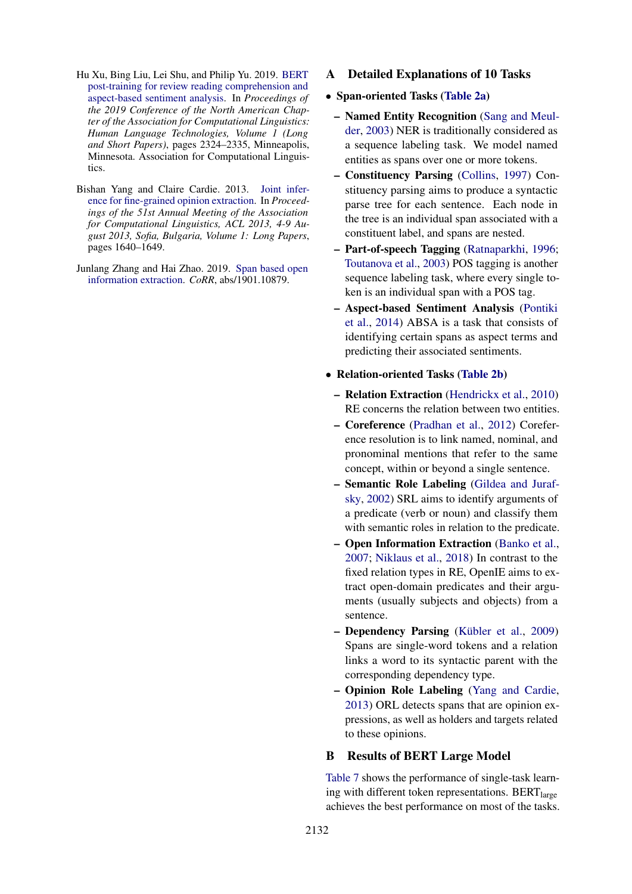Hu Xu, Bing Liu, Lei Shu, and Philip Yu. 2019. BERT post-training for review reading comprehension and aspect-based sentiment analysis. In *Proceedings of the 2019 Conference of the North American Chapter of the Association for Computational Linguistics: Human Language Technologies, Volume 1 (Long and Short Papers)*, pages 2324–2335, Minneapolis, Minnesota. Association for Computational Linguistics.

Bishan Yang and Claire Cardie. 2013. Joint inference for fine-grained opinion extraction. In *Proceedings of the 51st Annual Meeting of the Association for Computational Linguistics, ACL 2013, 4-9 August 2013, Sofia, Bulgaria, Volume 1: Long Papers*, pages 1640–1649.

Junlang Zhang and Hai Zhao. 2019. Span based open information extraction. *CoRR*, abs/1901.10879.

## A Detailed Explanations of 10 Tasks

- **Span-oriented Tasks (Table 2a)**
  - **Named Entity Recognition** (Sang and Meulder, 2003) NER is traditionally considered as a sequence labeling task. We model named entities as spans over one or more tokens.
  - **Constituency Parsing** (Collins, 1997) Constituency parsing aims to produce a syntactic parse tree for each sentence. Each node in the tree is an individual span associated with a constituent label, and spans are nested.
  - **Part-of-speech Tagging** (Ratnaparkhi, 1996; Toutanova et al., 2003) POS tagging is another sequence labeling task, where every single token is an individual span with a POS tag.
  - **Aspect-based Sentiment Analysis** (Pontiki et al., 2014) ABSA is a task that consists of identifying certain spans as aspect terms and predicting their associated sentiments.

- **Relation-oriented Tasks (Table 2b)**
  - **Relation Extraction** (Hendrickx et al., 2010) RE concerns the relation between two entities.
  - **Coreference** (Pradhan et al., 2012) Coreference resolution is to link named, nominal, and pronominal mentions that refer to the same concept, within or beyond a single sentence.
  - **Semantic Role Labeling** (Gildea and Jurafsky, 2002) SRL aims to identify arguments of a predicate (verb or noun) and classify them with semantic roles in relation to the predicate.
  - **Open Information Extraction** (Banko et al., 2007; Niklaus et al., 2018) In contrast to the fixed relation types in RE, OpenIE aims to extract open-domain predicates and their arguments (usually subjects and objects) from a sentence.
  - **Dependency Parsing** (Kübler et al., 2009) Spans are single-word tokens and a relation links a word to its syntactic parent with the corresponding dependency type.
  - **Opinion Role Labeling** (Yang and Cardie, 2013) ORL detects spans that are opinion expressions, as well as holders and targets related to these opinions.

## B Results of BERT Large Model

Table 7 shows the performance of single-task learning with different token representations. $\text{BERT}_{\text{large}}$ achieves the best performance on most of the tasks.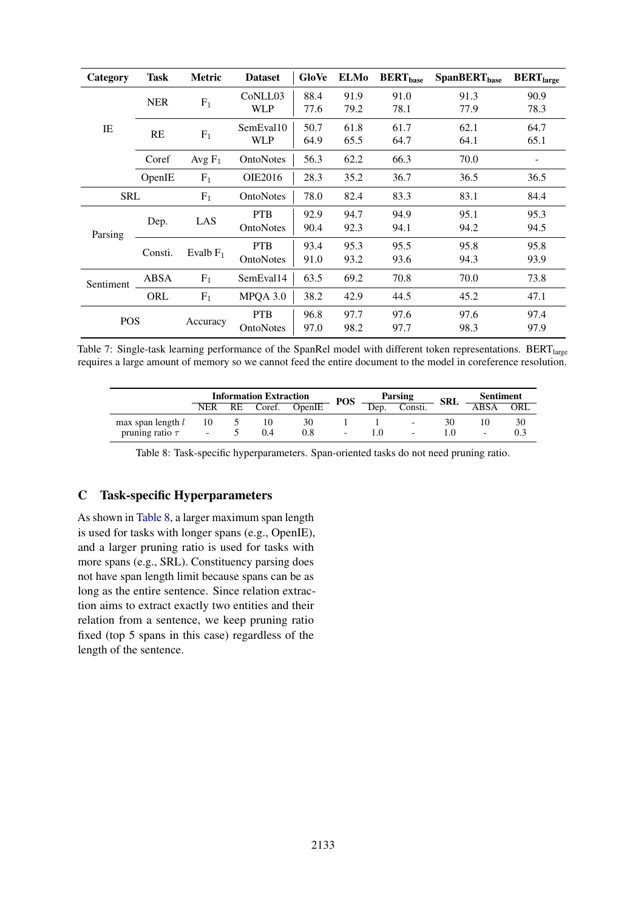| Category | Task | Metric | Dataset | GloVe | ELMo | $\text{BERT}_{\text{base}}$ | $\text{SpanBERT}_{\text{base}}$ | $\text{BERT}_{\text{large}}$ |
|---|---|---|---|---|---|---|---|---|
| IE | NER | $F_1$ | CoNLL03 | 88.4 | 91.9 | 91.0 | 91.3 | 90.9 |
| | | | WLP | 77.6 | 79.2 | 78.1 | 77.9 | 78.3 |
| | RE | $F_1$ | SemEval10 | 50.7 | 61.8 | 61.7 | 62.1 | 64.7 |
| | | | WLP | 64.9 | 65.5 | 64.7 | 64.1 | 65.1 |
| | Coref | Avg $F_1$ | OntoNotes | 56.3 | 62.2 | 66.3 | 70.0 | - |
| | OpenIE | $F_1$ | OIE2016 | 28.3 | 35.2 | 36.7 | 36.5 | 36.5 |
| SRL | | $F_1$ | OntoNotes | 78.0 | 82.4 | 83.3 | 83.1 | 84.4 |
| Parsing | Dep. | LAS | PTB | 92.9 | 94.7 | 94.9 | 95.1 | 95.3 |
| | | | OntoNotes | 90.4 | 92.3 | 94.1 | 94.2 | 94.5 |
| | Consti. | Evalb $F_1$ | PTB | 93.4 | 95.3 | 95.5 | 95.8 | 95.8 |
| | | | OntoNotes | 91.0 | 93.2 | 93.6 | 94.3 | 93.9 |
| Sentiment | ABSA | $F_1$ | SemEval14 | 63.5 | 69.2 | 70.8 | 70.0 | 73.8 |
| | ORL | $F_1$ | MPQA 3.0 | 38.2 | 42.9 | 44.5 | 45.2 | 47.1 |
| POS | | Accuracy | PTB | 96.8 | 97.7 | 97.6 | 97.6 | 97.4 |
| | | | OntoNotes | 97.0 | 98.2 | 97.7 | 98.3 | 97.9 |

Table 7: Single-task learning performance of the SpanRel model with different token representations. $\text{BERT}_{\text{large}}$ requires a large amount of memory so we cannot feed the entire document to the model in coreference resolution.

| | **Information Extraction** | | | | **POS** | **Parsing** | | **SRL** | **Sentiment** | |
|---|---|---|---|---|---|---|---|---|---|---|
| | NER | RE | Coref. | OpenIE | | Dep. | Consti. | | ABSA | ORL |
| max span length $l$ | 10 | 5 | 10 | 30 | 1 | 1 | - | 30 | 10 | 30 |
| pruning ratio $\tau$ | - | 5 | 0.4 | 0.8 | - | 1.0 | - | 1.0 | - | 0.3 |

Table 8: Task-specific hyperparameters. Span-oriented tasks do not need pruning ratio.

## C Task-specific Hyperparameters

As shown in Table 8, a larger maximum span length is used for tasks with longer spans (e.g., OpenIE), and a larger pruning ratio is used for tasks with more spans (e.g., SRL). Constituency parsing does not have span length limit because spans can be as long as the entire sentence. Since relation extraction aims to extract exactly two entities and their relation from a sentence, we keep pruning ratio fixed (top 5 spans in this case) regardless of the length of the sentence.